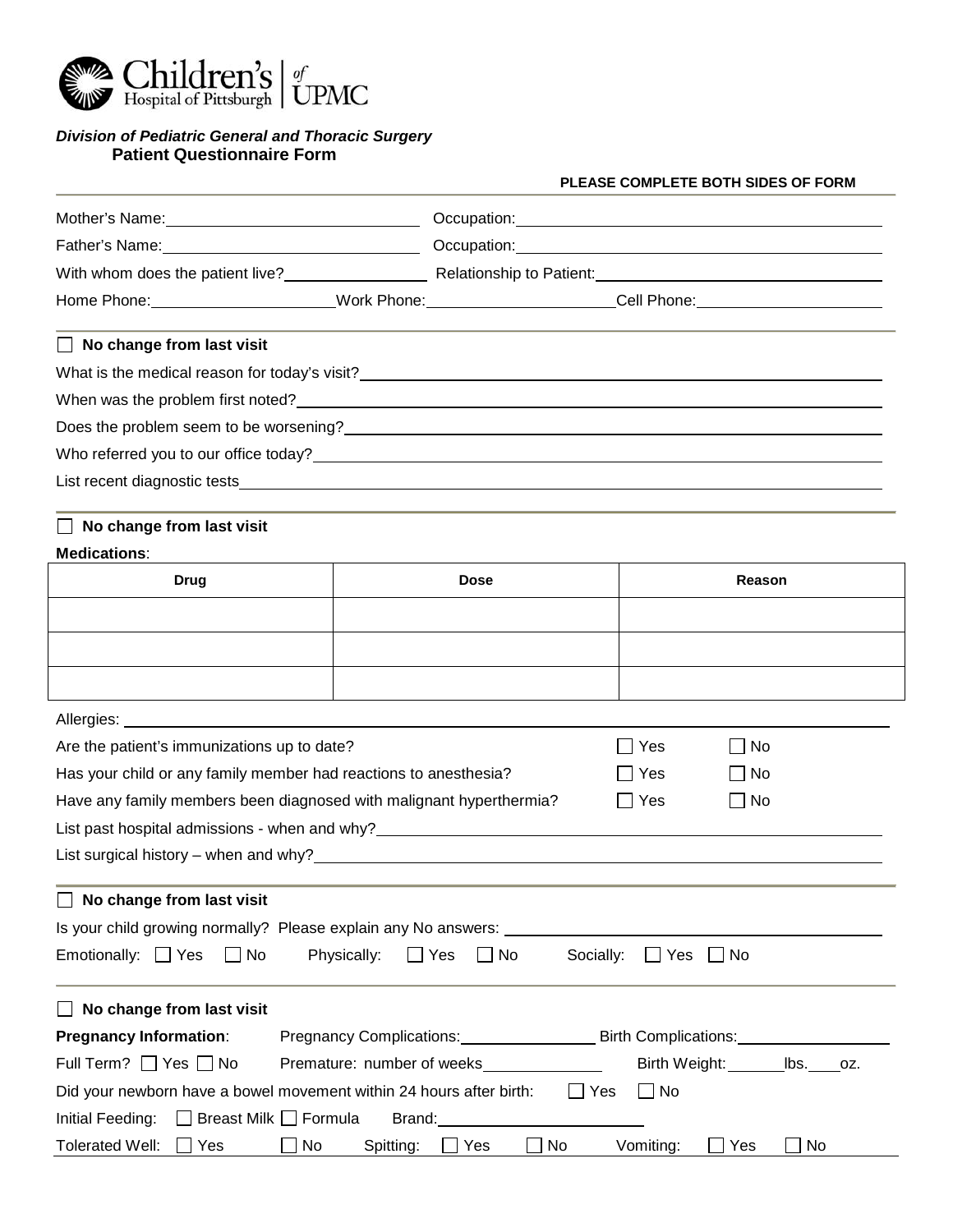Children's Hospital of Pittsburgh of UPMC

***Division of Pediatric General and Thoracic Surgery***

**Patient Questionnaire Form**

**PLEASE COMPLETE BOTH SIDES OF FORM**

Mother's Name: ____________________ Occupation: ____________________

Father's Name: ____________________ Occupation: ____________________

With whom does the patient live? ____________ Relationship to Patient: ____________________

Home Phone: ______________ Work Phone: ______________ Cell Phone: ______________

☐ **No change from last visit**

What is the medical reason for today's visit? ____________________

When was the problem first noted? ____________________

Does the problem seem to be worsening? ____________________

Who referred you to our office today? ____________________

List recent diagnostic tests ____________________

☐ **No change from last visit**

**Medications**:

| Drug | Dose | Reason |
| --- | --- | --- |
| | | |
| | | |
| | | |

Allergies: ____________________

Are the patient's immunizations up to date? ☐ Yes ☐ No

Has your child or any family member had reactions to anesthesia? ☐ Yes ☐ No

Have any family members been diagnosed with malignant hyperthermia? ☐ Yes ☐ No

List past hospital admissions - when and why? ____________________

List surgical history – when and why? ____________________

☐ **No change from last visit**

Is your child growing normally? Please explain any No answers: ____________________

Emotionally: ☐ Yes ☐ No Physically: ☐ Yes ☐ No Socially: ☐ Yes ☐ No

☐ **No change from last visit**

**Pregnancy Information**: Pregnancy Complications: ____________ Birth Complications: ____________

Full Term? ☐ Yes ☐ No Premature: number of weeks ____________ Birth Weight: ______ lbs. ____ oz.

Did your newborn have a bowel movement within 24 hours after birth: ☐ Yes ☐ No

Initial Feeding: ☐ Breast Milk ☐ Formula Brand: ____________________

Tolerated Well: ☐ Yes ☐ No Spitting: ☐ Yes ☐ No Vomiting: ☐ Yes ☐ No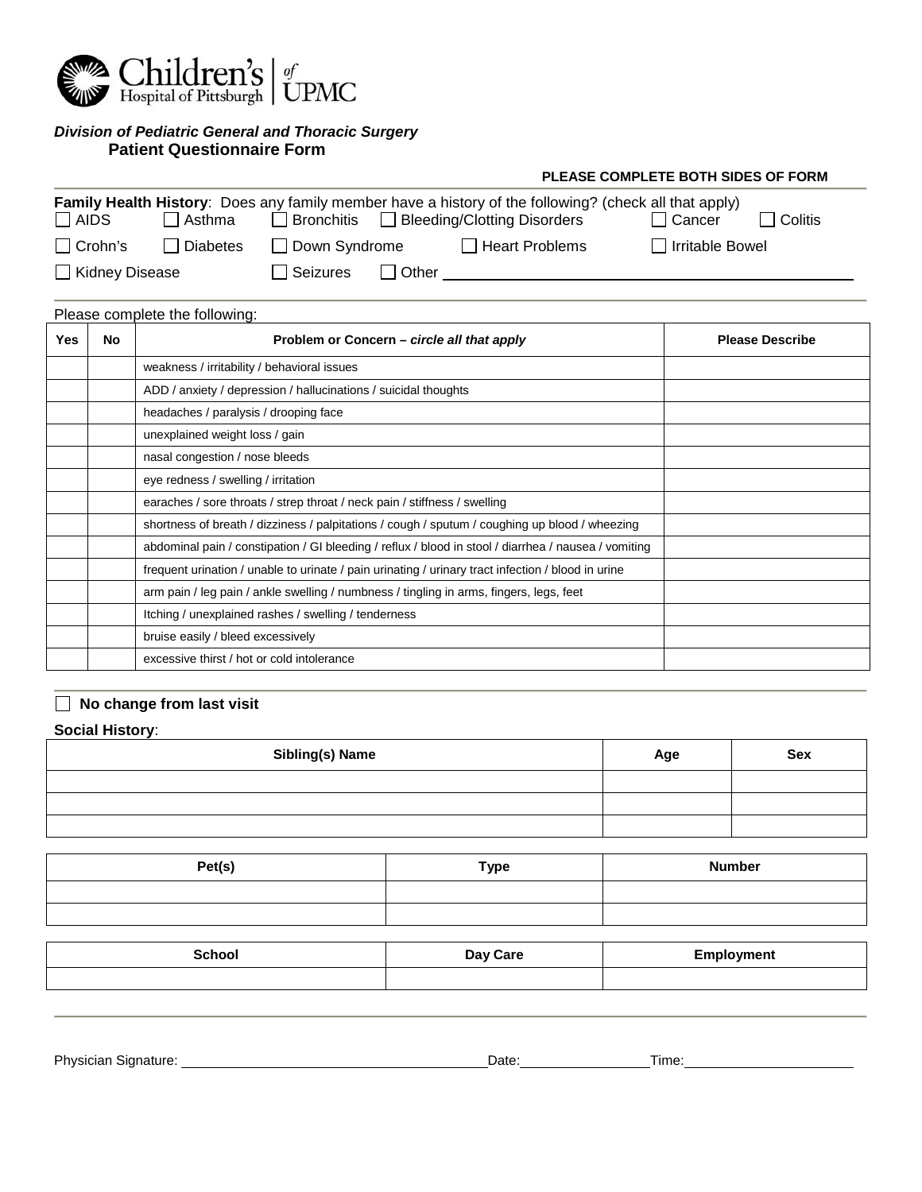Children's Hospital of Pittsburgh of UPMC

***Division of Pediatric General and Thoracic Surgery***

**Patient Questionnaire Form**

**PLEASE COMPLETE BOTH SIDES OF FORM**

**Family Health History**: Does any family member have a history of the following? (check all that apply)

☐ AIDS ☐ Asthma ☐ Bronchitis ☐ Bleeding/Clotting Disorders ☐ Cancer ☐ Colitis

☐ Crohn's ☐ Diabetes ☐ Down Syndrome ☐ Heart Problems ☐ Irritable Bowel

☐ Kidney Disease ☐ Seizures ☐ Other ____________________

Please complete the following:

| Yes | No | Problem or Concern – *circle all that apply* | Please Describe |
|---|---|---|---|
| | | weakness / irritability / behavioral issues | |
| | | ADD / anxiety / depression / hallucinations / suicidal thoughts | |
| | | headaches / paralysis / drooping face | |
| | | unexplained weight loss / gain | |
| | | nasal congestion / nose bleeds | |
| | | eye redness / swelling / irritation | |
| | | earaches / sore throats / strep throat / neck pain / stiffness / swelling | |
| | | shortness of breath / dizziness / palpitations / cough / sputum / coughing up blood / wheezing | |
| | | abdominal pain / constipation / GI bleeding / reflux / blood in stool / diarrhea / nausea / vomiting | |
| | | frequent urination / unable to urinate / pain urinating / urinary tract infection / blood in urine | |
| | | arm pain / leg pain / ankle swelling / numbness / tingling in arms, fingers, legs, feet | |
| | | Itching / unexplained rashes / swelling / tenderness | |
| | | bruise easily / bleed excessively | |
| | | excessive thirst / hot or cold intolerance | |

☐ **No change from last visit**

**Social History**:

| Sibling(s) Name | Age | Sex |
|---|---|---|
| | | |
| | | |
| | | |

| Pet(s) | Type | Number |
|---|---|---|
| | | |
| | | |

| School | Day Care | Employment |
|---|---|---|
| | | |

Physician Signature: ____________________ Date: __________ Time: __________